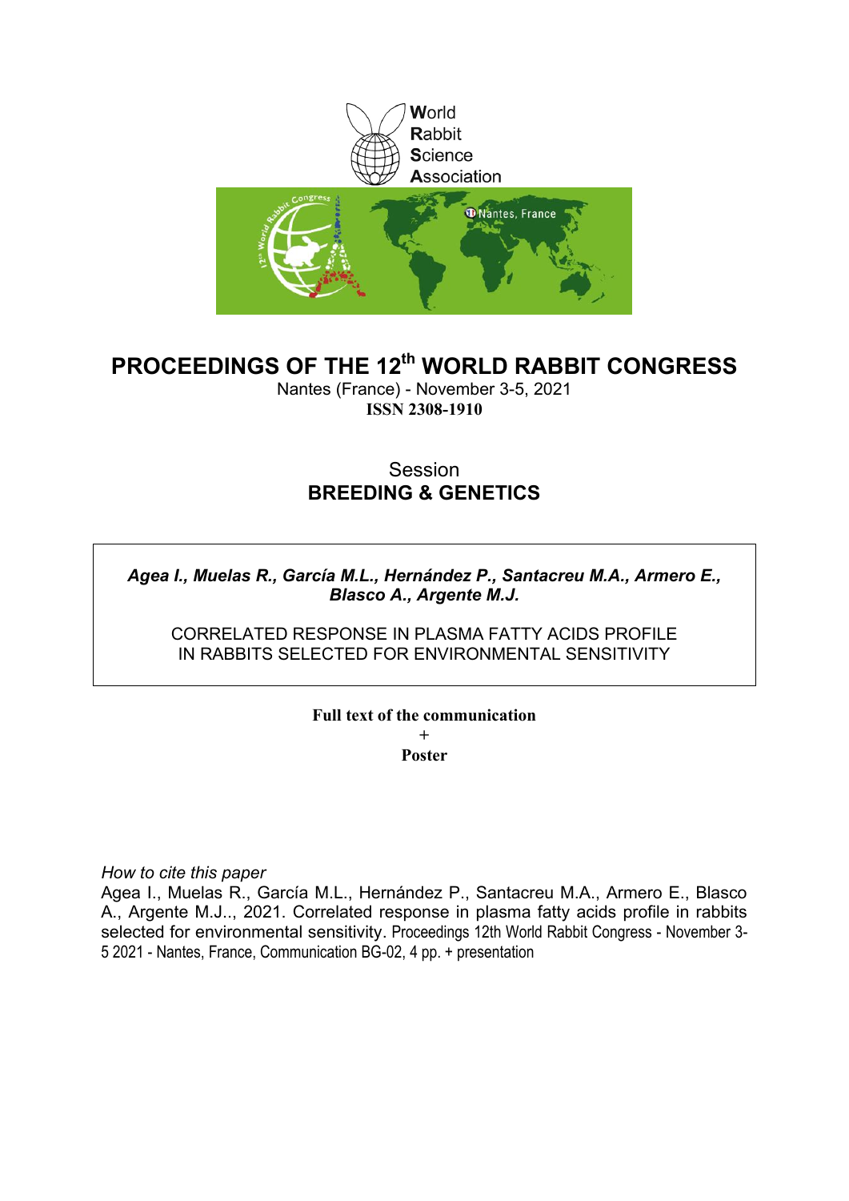World
Rabbit
Science
Association

# PROCEEDINGS OF THE 12th WORLD RABBIT CONGRESS

Nantes (France) - November 3-5, 2021

**ISSN 2308-1910**

Session
**BREEDING & GENETICS**

***Agea I., Muelas R., García M.L., Hernández P., Santacreu M.A., Armero E., Blasco A., Argente M.J.***

CORRELATED RESPONSE IN PLASMA FATTY ACIDS PROFILE IN RABBITS SELECTED FOR ENVIRONMENTAL SENSITIVITY

**Full text of the communication**
+
**Poster**

*How to cite this paper*

Agea I., Muelas R., García M.L., Hernández P., Santacreu M.A., Armero E., Blasco A., Argente M.J.., 2021. Correlated response in plasma fatty acids profile in rabbits selected for environmental sensitivity. Proceedings 12th World Rabbit Congress - November 3-5 2021 - Nantes, France, Communication BG-02, 4 pp. + presentation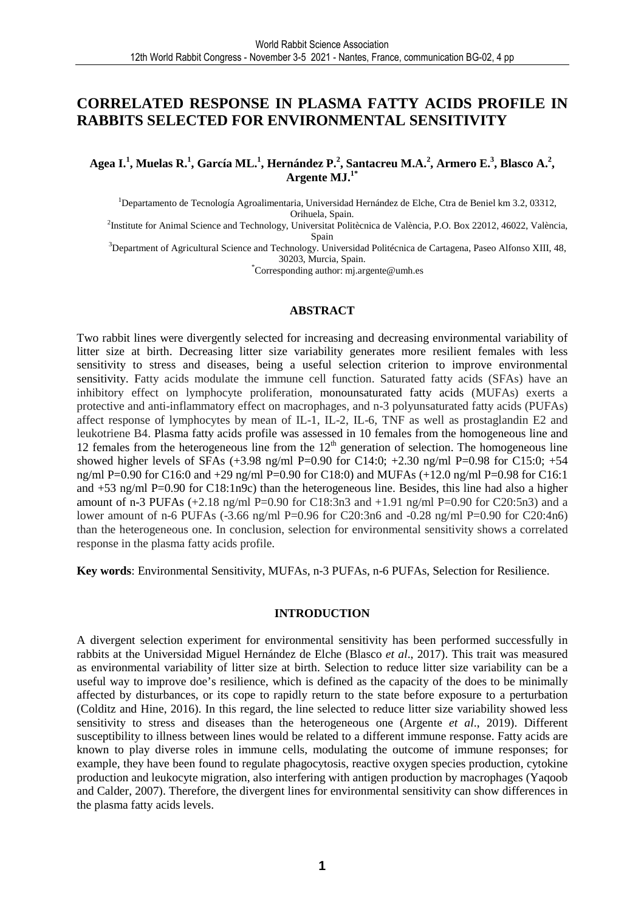# CORRELATED RESPONSE IN PLASMA FATTY ACIDS PROFILE IN RABBITS SELECTED FOR ENVIRONMENTAL SENSITIVITY

**Agea I.[1], Muelas R.[1], García ML.[1], Hernández P.[2], Santacreu M.A.[2], Armero E.[3], Blasco A.[2], Argente MJ.[1*]**

[1]Departamento de Tecnología Agroalimentaria, Universidad Hernández de Elche, Ctra de Beniel km 3.2, 03312, Orihuela, Spain.
[2]Institute for Animal Science and Technology, Universitat Politècnica de València, P.O. Box 22012, 46022, València, Spain
[3]Department of Agricultural Science and Technology. Universidad Politécnica de Cartagena, Paseo Alfonso XIII, 48, 30203, Murcia, Spain.
[*]Corresponding author: mj.argente@umh.es

## ABSTRACT

Two rabbit lines were divergently selected for increasing and decreasing environmental variability of litter size at birth. Decreasing litter size variability generates more resilient females with less sensitivity to stress and diseases, being a useful selection criterion to improve environmental sensitivity. Fatty acids modulate the immune cell function. Saturated fatty acids (SFAs) have an inhibitory effect on lymphocyte proliferation, monounsaturated fatty acids (MUFAs) exerts a protective and anti-inflammatory effect on macrophages, and n-3 polyunsaturated fatty acids (PUFAs) affect response of lymphocytes by mean of IL-1, IL-2, IL-6, TNF as well as prostaglandin E2 and leukotriene B4. Plasma fatty acids profile was assessed in 10 females from the homogeneous line and 12 females from the heterogeneous line from the 12[th] generation of selection. The homogeneous line showed higher levels of SFAs (+3.98 ng/ml P=0.90 for C14:0; +2.30 ng/ml P=0.98 for C15:0; +54 ng/ml P=0.90 for C16:0 and +29 ng/ml P=0.90 for C18:0) and MUFAs (+12.0 ng/ml P=0.98 for C16:1 and +53 ng/ml P=0.90 for C18:1n9c) than the heterogeneous line. Besides, this line had also a higher amount of n-3 PUFAs (+2.18 ng/ml P=0.90 for C18:3n3 and +1.91 ng/ml P=0.90 for C20:5n3) and a lower amount of n-6 PUFAs (-3.66 ng/ml P=0.96 for C20:3n6 and -0.28 ng/ml P=0.90 for C20:4n6) than the heterogeneous one. In conclusion, selection for environmental sensitivity shows a correlated response in the plasma fatty acids profile.

**Key words**: Environmental Sensitivity, MUFAs, n-3 PUFAs, n-6 PUFAs, Selection for Resilience.

## INTRODUCTION

A divergent selection experiment for environmental sensitivity has been performed successfully in rabbits at the Universidad Miguel Hernández de Elche (Blasco *et al*., 2017). This trait was measured as environmental variability of litter size at birth. Selection to reduce litter size variability can be a useful way to improve doe's resilience, which is defined as the capacity of the does to be minimally affected by disturbances, or its cope to rapidly return to the state before exposure to a perturbation (Colditz and Hine, 2016). In this regard, the line selected to reduce litter size variability showed less sensitivity to stress and diseases than the heterogeneous one (Argente *et al*., 2019). Different susceptibility to illness between lines would be related to a different immune response. Fatty acids are known to play diverse roles in immune cells, modulating the outcome of immune responses; for example, they have been found to regulate phagocytosis, reactive oxygen species production, cytokine production and leukocyte migration, also interfering with antigen production by macrophages (Yaqoob and Calder, 2007). Therefore, the divergent lines for environmental sensitivity can show differences in the plasma fatty acids levels.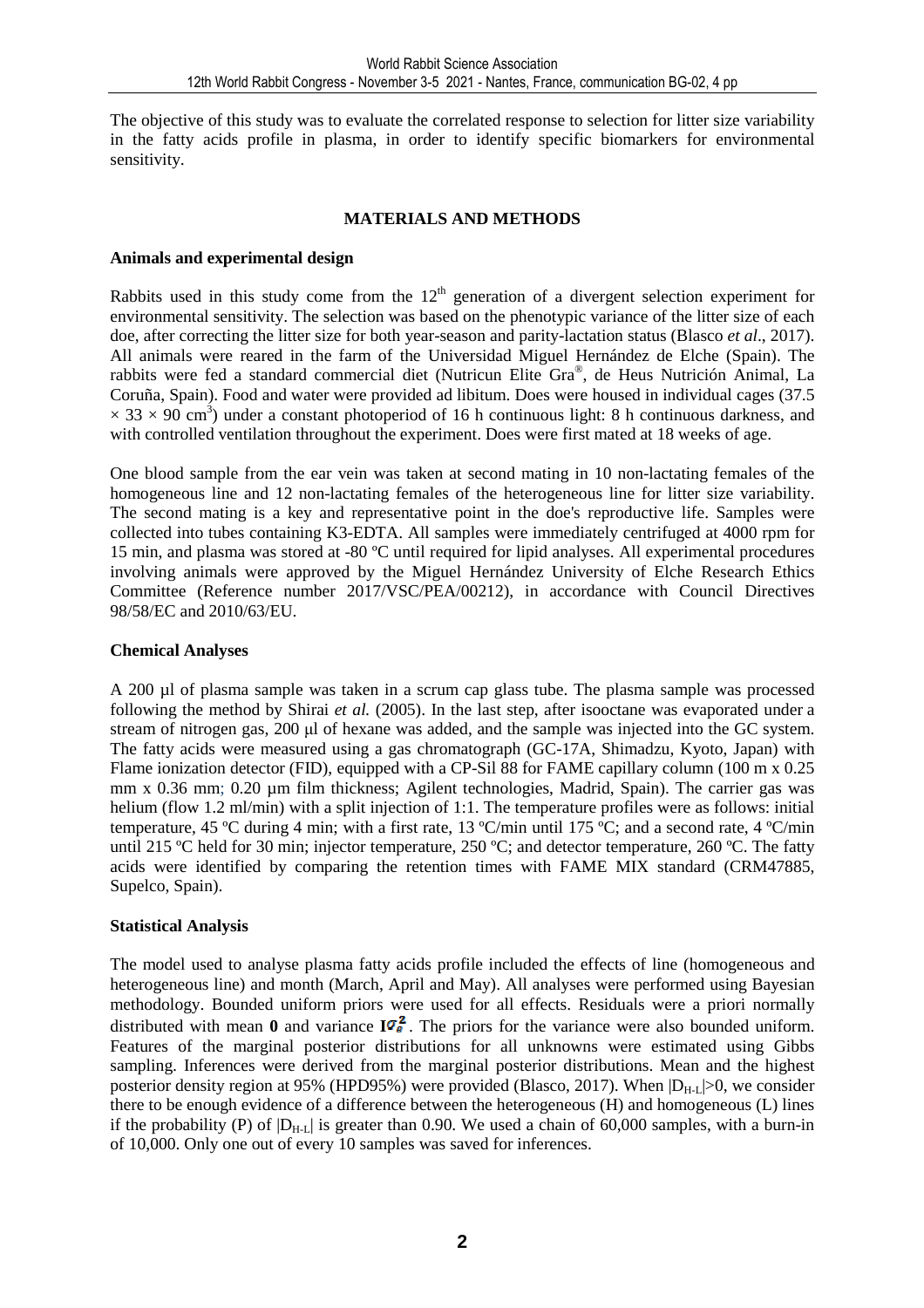The objective of this study was to evaluate the correlated response to selection for litter size variability in the fatty acids profile in plasma, in order to identify specific biomarkers for environmental sensitivity.

## MATERIALS AND METHODS

### Animals and experimental design

Rabbits used in this study come from the $12^{th}$ generation of a divergent selection experiment for environmental sensitivity. The selection was based on the phenotypic variance of the litter size of each doe, after correcting the litter size for both year-season and parity-lactation status (Blasco *et al*., 2017). All animals were reared in the farm of the Universidad Miguel Hernández de Elche (Spain). The rabbits were fed a standard commercial diet (Nutricun Elite Gra®, de Heus Nutrición Animal, La Coruña, Spain). Food and water were provided ad libitum. Does were housed in individual cages ($37.5 \times 33 \times 90$ $cm^3$) under a constant photoperiod of 16 h continuous light: 8 h continuous darkness, and with controlled ventilation throughout the experiment. Does were first mated at 18 weeks of age.

One blood sample from the ear vein was taken at second mating in 10 non-lactating females of the homogeneous line and 12 non-lactating females of the heterogeneous line for litter size variability. The second mating is a key and representative point in the doe's reproductive life. Samples were collected into tubes containing K3-EDTA. All samples were immediately centrifuged at 4000 rpm for 15 min, and plasma was stored at -80 ºC until required for lipid analyses. All experimental procedures involving animals were approved by the Miguel Hernández University of Elche Research Ethics Committee (Reference number 2017/VSC/PEA/00212), in accordance with Council Directives 98/58/EC and 2010/63/EU.

### Chemical Analyses

A 200 µl of plasma sample was taken in a scrum cap glass tube. The plasma sample was processed following the method by Shirai *et al.* (2005). In the last step, after isooctane was evaporated under a stream of nitrogen gas, 200 µl of hexane was added, and the sample was injected into the GC system. The fatty acids were measured using a gas chromatograph (GC-17A, Shimadzu, Kyoto, Japan) with Flame ionization detector (FID), equipped with a CP-Sil 88 for FAME capillary column (100 m x 0.25 mm x 0.36 mm; 0.20 µm film thickness; Agilent technologies, Madrid, Spain). The carrier gas was helium (flow 1.2 ml/min) with a split injection of 1:1. The temperature profiles were as follows: initial temperature, 45 ºC during 4 min; with a first rate, 13 ºC/min until 175 ºC; and a second rate, 4 ºC/min until 215 ºC held for 30 min; injector temperature, 250 ºC; and detector temperature, 260 ºC. The fatty acids were identified by comparing the retention times with FAME MIX standard (CRM47885, Supelco, Spain).

### Statistical Analysis

The model used to analyse plasma fatty acids profile included the effects of line (homogeneous and heterogeneous line) and month (March, April and May). All analyses were performed using Bayesian methodology. Bounded uniform priors were used for all effects. Residuals were a priori normally distributed with mean **0** and variance $\mathbf{I}\sigma_e^2$. The priors for the variance were also bounded uniform. Features of the marginal posterior distributions for all unknowns were estimated using Gibbs sampling. Inferences were derived from the marginal posterior distributions. Mean and the highest posterior density region at 95% (HPD95%) were provided (Blasco, 2017). When $|D_{H-L}|>0$, we consider there to be enough evidence of a difference between the heterogeneous (H) and homogeneous (L) lines if the probability (P) of $|D_{H-L}|$ is greater than 0.90. We used a chain of 60,000 samples, with a burn-in of 10,000. Only one out of every 10 samples was saved for inferences.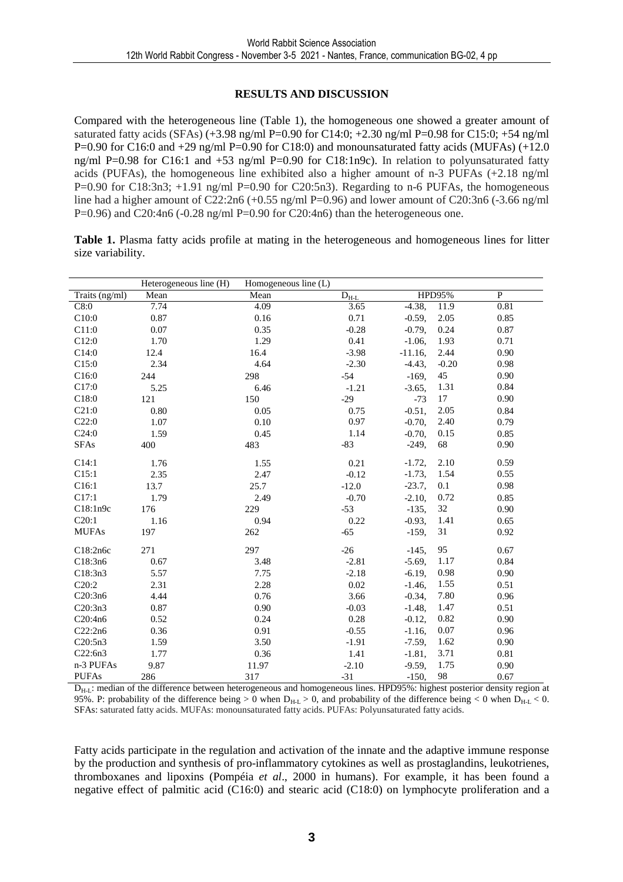## RESULTS AND DISCUSSION

Compared with the heterogeneous line (Table 1), the homogeneous one showed a greater amount of saturated fatty acids (SFAs) (+3.98 ng/ml P=0.90 for C14:0; +2.30 ng/ml P=0.98 for C15:0; +54 ng/ml P=0.90 for C16:0 and +29 ng/ml P=0.90 for C18:0) and monounsaturated fatty acids (MUFAs) (+12.0 ng/ml P=0.98 for C16:1 and +53 ng/ml P=0.90 for C18:1n9c). In relation to polyunsaturated fatty acids (PUFAs), the homogeneous line exhibited also a higher amount of n-3 PUFAs (+2.18 ng/ml P=0.90 for C18:3n3; +1.91 ng/ml P=0.90 for C20:5n3). Regarding to n-6 PUFAs, the homogeneous line had a higher amount of C22:2n6 (+0.55 ng/ml P=0.96) and lower amount of C20:3n6 (-3.66 ng/ml P=0.96) and C20:4n6 (-0.28 ng/ml P=0.90 for C20:4n6) than the heterogeneous one.

**Table 1.** Plasma fatty acids profile at mating in the heterogeneous and homogeneous lines for litter size variability.

| | Heterogeneous line (H) | Homogeneous line (L) | | | |
|---|---|---|---|---|---|
| Traits (ng/ml) | Mean | Mean | $D_{H-L}$ | HPD95% | P |
| C8:0 | 7.74 | 4.09 | 3.65 | -4.38, 11.9 | 0.81 |
| C10:0 | 0.87 | 0.16 | 0.71 | -0.59, 2.05 | 0.85 |
| C11:0 | 0.07 | 0.35 | -0.28 | -0.79, 0.24 | 0.87 |
| C12:0 | 1.70 | 1.29 | 0.41 | -1.06, 1.93 | 0.71 |
| C14:0 | 12.4 | 16.4 | -3.98 | -11.16, 2.44 | 0.90 |
| C15:0 | 2.34 | 4.64 | -2.30 | -4.43, -0.20 | 0.98 |
| C16:0 | 244 | 298 | -54 | -169, 45 | 0.90 |
| C17:0 | 5.25 | 6.46 | -1.21 | -3.65, 1.31 | 0.84 |
| C18:0 | 121 | 150 | -29 | -73 17 | 0.90 |
| C21:0 | 0.80 | 0.05 | 0.75 | -0.51, 2.05 | 0.84 |
| C22:0 | 1.07 | 0.10 | 0.97 | -0.70, 2.40 | 0.79 |
| C24:0 | 1.59 | 0.45 | 1.14 | -0.70, 0.15 | 0.85 |
| SFAs | 400 | 483 | -83 | -249, 68 | 0.90 |
| C14:1 | 1.76 | 1.55 | 0.21 | -1.72, 2.10 | 0.59 |
| C15:1 | 2.35 | 2.47 | -0.12 | -1.73, 1.54 | 0.55 |
| C16:1 | 13.7 | 25.7 | -12.0 | -23.7, 0.1 | 0.98 |
| C17:1 | 1.79 | 2.49 | -0.70 | -2.10, 0.72 | 0.85 |
| C18:1n9c | 176 | 229 | -53 | -135, 32 | 0.90 |
| C20:1 | 1.16 | 0.94 | 0.22 | -0.93, 1.41 | 0.65 |
| MUFAs | 197 | 262 | -65 | -159, 31 | 0.92 |
| C18:2n6c | 271 | 297 | -26 | -145, 95 | 0.67 |
| C18:3n6 | 0.67 | 3.48 | -2.81 | -5.69, 1.17 | 0.84 |
| C18:3n3 | 5.57 | 7.75 | -2.18 | -6.19, 0.98 | 0.90 |
| C20:2 | 2.31 | 2.28 | 0.02 | -1.46, 1.55 | 0.51 |
| C20:3n6 | 4.44 | 0.76 | 3.66 | -0.34, 7.80 | 0.96 |
| C20:3n3 | 0.87 | 0.90 | -0.03 | -1.48, 1.47 | 0.51 |
| C20:4n6 | 0.52 | 0.24 | 0.28 | -0.12, 0.82 | 0.90 |
| C22:2n6 | 0.36 | 0.91 | -0.55 | -1.16, 0.07 | 0.96 |
| C20:5n3 | 1.59 | 3.50 | -1.91 | -7.59, 1.62 | 0.90 |
| C22:6n3 | 1.77 | 0.36 | 1.41 | -1.81, 3.71 | 0.81 |
| n-3 PUFAs | 9.87 | 11.97 | -2.10 | -9.59, 1.75 | 0.90 |
| PUFAs | 286 | 317 | -31 | -150, 98 | 0.67 |

$D_{H-L}$: median of the difference between heterogeneous and homogeneous lines. HPD95%: highest posterior density region at 95%. P: probability of the difference being > 0 when $D_{H-L} > 0$, and probability of the difference being < 0 when $D_{H-L} < 0$. SFAs: saturated fatty acids. MUFAs: monounsaturated fatty acids. PUFAs: Polyunsaturated fatty acids.

Fatty acids participate in the regulation and activation of the innate and the adaptive immune response by the production and synthesis of pro-inflammatory cytokines as well as prostaglandins, leukotrienes, thromboxanes and lipoxins (Pompéia *et al*., 2000 in humans). For example, it has been found a negative effect of palmitic acid (C16:0) and stearic acid (C18:0) on lymphocyte proliferation and a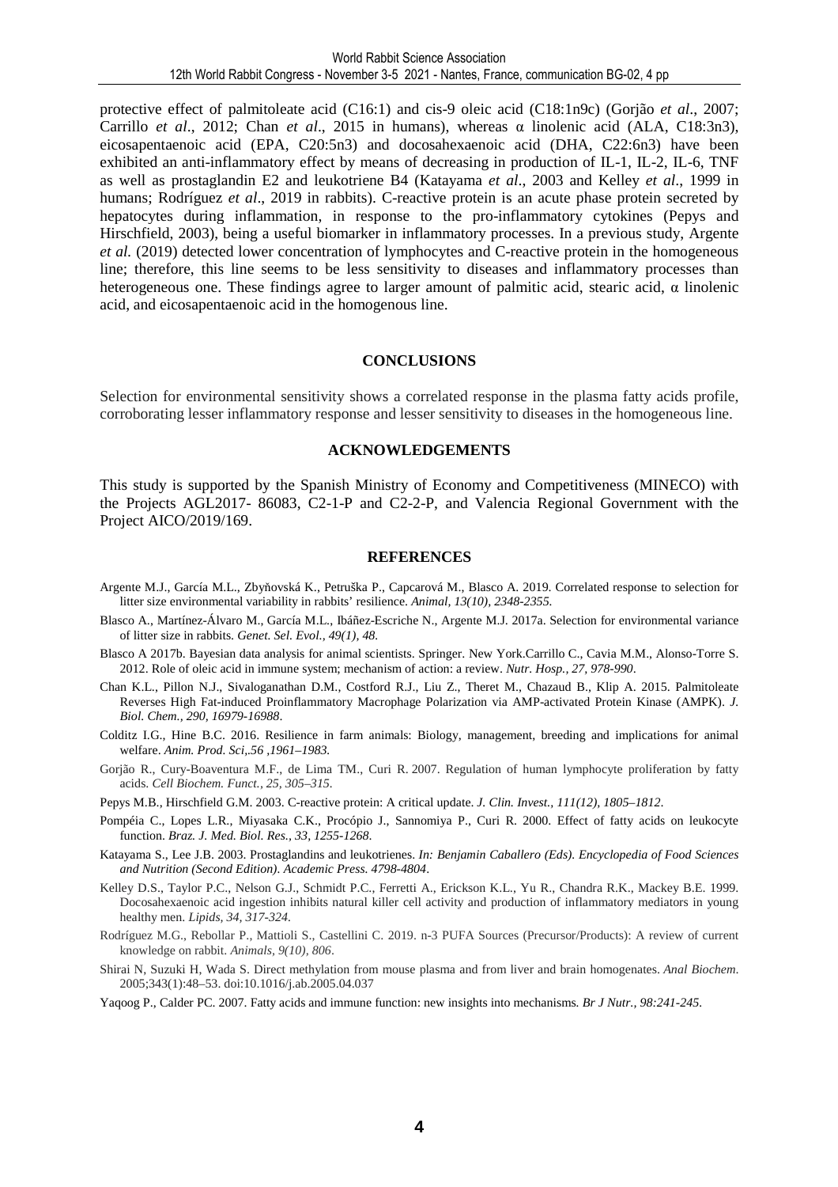protective effect of palmitoleate acid (C16:1) and cis-9 oleic acid (C18:1n9c) (Gorjão *et al*., 2007; Carrillo *et al*., 2012; Chan *et al*., 2015 in humans), whereas α linolenic acid (ALA, C18:3n3), eicosapentaenoic acid (EPA, C20:5n3) and docosahexaenoic acid (DHA, C22:6n3) have been exhibited an anti-inflammatory effect by means of decreasing in production of IL-1, IL-2, IL-6, TNF as well as prostaglandin E2 and leukotriene B4 (Katayama *et al*., 2003 and Kelley *et al*., 1999 in humans; Rodríguez *et al*., 2019 in rabbits). C-reactive protein is an acute phase protein secreted by hepatocytes during inflammation, in response to the pro-inflammatory cytokines (Pepys and Hirschfield, 2003), being a useful biomarker in inflammatory processes. In a previous study, Argente *et al.* (2019) detected lower concentration of lymphocytes and C-reactive protein in the homogeneous line; therefore, this line seems to be less sensitivity to diseases and inflammatory processes than heterogeneous one. These findings agree to larger amount of palmitic acid, stearic acid, α linolenic acid, and eicosapentaenoic acid in the homogenous line.

## CONCLUSIONS

Selection for environmental sensitivity shows a correlated response in the plasma fatty acids profile, corroborating lesser inflammatory response and lesser sensitivity to diseases in the homogeneous line.

## ACKNOWLEDGEMENTS

This study is supported by the Spanish Ministry of Economy and Competitiveness (MINECO) with the Projects AGL2017- 86083, C2-1-P and C2-2-P, and Valencia Regional Government with the Project AICO/2019/169.

## REFERENCES

Argente M.J., García M.L., Zbyňovská K., Petruška P., Capcarová M., Blasco A. 2019. Correlated response to selection for litter size environmental variability in rabbits' resilience. *Animal, 13(10), 2348-2355.*

Blasco A., Martínez-Álvaro M., García M.L., Ibáñez-Escriche N., Argente M.J. 2017a. Selection for environmental variance of litter size in rabbits. *Genet. Sel. Evol., 49(1), 48.*

Blasco A 2017b. Bayesian data analysis for animal scientists. Springer. New York.Carrillo C., Cavia M.M., Alonso-Torre S. 2012. Role of oleic acid in immune system; mechanism of action: a review. *Nutr. Hosp., 27, 978-990.*

Chan K.L., Pillon N.J., Sivaloganathan D.M., Costford R.J., Liu Z., Theret M., Chazaud B., Klip A. 2015. Palmitoleate Reverses High Fat-induced Proinflammatory Macrophage Polarization via AMP-activated Protein Kinase (AMPK). *J. Biol. Chem., 290, 16979-16988.*

Colditz I.G., Hine B.C. 2016. Resilience in farm animals: Biology, management, breeding and implications for animal welfare. *Anim. Prod. Sci,.56 ,1961–1983.*

Gorjão R., Cury-Boaventura M.F., de Lima TM., Curi R. 2007. Regulation of human lymphocyte proliferation by fatty acids. *Cell Biochem. Funct., 25, 305–315.*

Pepys M.B., Hirschfield G.M. 2003. C-reactive protein: A critical update. *J. Clin. Invest., 111(12), 1805–1812.*

Pompéia C., Lopes L.R., Miyasaka C.K., Procópio J., Sannomiya P., Curi R. 2000. Effect of fatty acids on leukocyte function. *Braz. J. Med. Biol. Res., 33, 1255-1268.*

Katayama S., Lee J.B. 2003. Prostaglandins and leukotrienes. *In: Benjamin Caballero (Eds). Encyclopedia of Food Sciences and Nutrition (Second Edition). Academic Press. 4798-4804.*

Kelley D.S., Taylor P.C., Nelson G.J., Schmidt P.C., Ferretti A., Erickson K.L., Yu R., Chandra R.K., Mackey B.E. 1999. Docosahexaenoic acid ingestion inhibits natural killer cell activity and production of inflammatory mediators in young healthy men. *Lipids, 34, 317-324.*

Rodríguez M.G., Rebollar P., Mattioli S., Castellini C. 2019. n-3 PUFA Sources (Precursor/Products): A review of current knowledge on rabbit. *Animals, 9(10), 806.*

Shirai N, Suzuki H, Wada S. Direct methylation from mouse plasma and from liver and brain homogenates. *Anal Biochem.* 2005;343(1):48–53. doi:10.1016/j.ab.2005.04.037

Yaqoog P., Calder PC. 2007. Fatty acids and immune function: new insights into mechanisms. *Br J Nutr., 98:241-245.*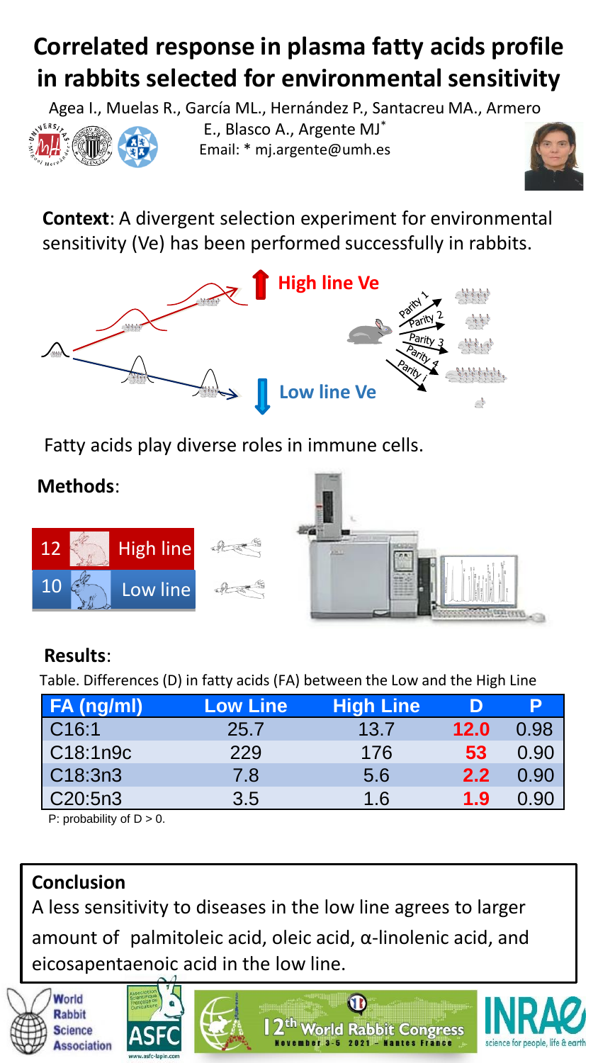# Correlated response in plasma fatty acids profile in rabbits selected for environmental sensitivity

Agea I., Muelas R., García ML., Hernández P., Santacreu MA., Armero E., Blasco A., Argente MJ*

Email: * mj.argente@umh.es

**Context**: A divergent selection experiment for environmental sensitivity (Ve) has been performed successfully in rabbits.

High line Ve

Low line Ve

Parity 1

Parity 2

Parity 3

Parity 4

Parity i

Fatty acids play diverse roles in immune cells.

**Methods**:

12 High line

10 Low line

**Results**:

Table. Differences (D) in fatty acids (FA) between the Low and the High Line

| FA (ng/ml) | Low Line | High Line | D | P |
|---|---|---|---|---|
| C16:1 | 25.7 | 13.7 | **12.0** | 0.98 |
| C18:1n9c | 229 | 176 | **53** | 0.90 |
| C18:3n3 | 7.8 | 5.6 | **2.2** | 0.90 |
| C20:5n3 | 3.5 | 1.6 | **1.9** | 0.90 |

P: probability of D > 0.

**Conclusion**

A less sensitivity to diseases in the low line agrees to larger amount of palmitoleic acid, oleic acid, α-linolenic acid, and eicosapentaenoic acid in the low line.

World Rabbit Science Association

ASFC

12th World Rabbit Congress November 3-5 2021 – Nantes France

INRAE science for people, life & earth